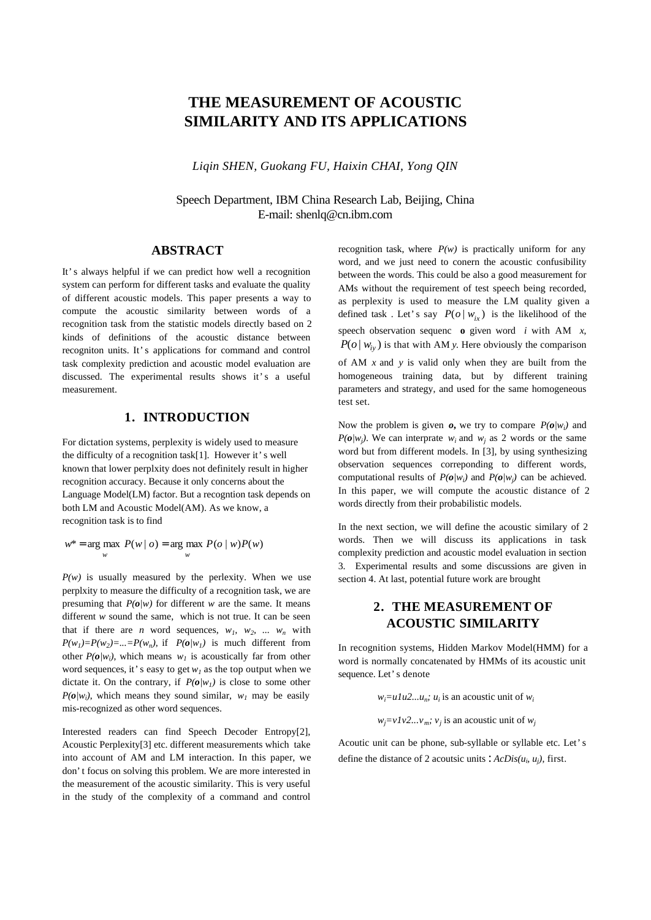# THE MEASUREMENT OF ACOUSTIC SIMILARITY AND ITS APPLICATIONS

*Liqin SHEN, Guokang FU, Haixin CHAI, Yong QIN*

Speech Department, IBM China Research Lab, Beijing, China
E-mail: shenlq@cn.ibm.com

## ABSTRACT

It's always helpful if we can predict how well a recognition system can perform for different tasks and evaluate the quality of different acoustic models. This paper presents a way to compute the acoustic similarity between words of a recognition task from the statistic models directly based on 2 kinds of definitions of the acoustic distance between recogniton units. It's applications for command and control task complexity prediction and acoustic model evaluation are discussed. The experimental results shows it's a useful measurement.

## 1. INTRODUCTION

For dictation systems, perplexity is widely used to measure the difficulty of a recognition task[1]. However it's well known that lower perplxity does not definitely result in higher recognition accuracy. Because it only concerns about the Language Model(LM) factor. But a recogntion task depends on both LM and Acoustic Model(AM). As we know, a recognition task is to find

$$w^* = \arg\max_{w} P(w \mid o) = \arg\max_{w} P(o \mid w)P(w)$$

$P(w)$ is usually measured by the perlexity. When we use perplxity to measure the difficulty of a recognition task, we are presuming that $P(\boldsymbol{o}|w)$ for different $w$ are the same. It means different $w$ sound the same, which is not true. It can be seen that if there are $n$ word sequences, $w_1$, $w_2$, ... $w_n$ with $P(w_1)=P(w_2)=...=P(w_n)$, if $P(\boldsymbol{o}|w_1)$ is much different from other $P(\boldsymbol{o}|w_i)$, which means $w_1$ is acoustically far from other word sequences, it's easy to get $w_1$ as the top output when we dictate it. On the contrary, if $P(\boldsymbol{o}|w_1)$ is close to some other $P(\boldsymbol{o}|w_i)$, which means they sound similar, $w_1$ may be easily mis-recognized as other word sequences.

Interested readers can find Speech Decoder Entropy[2], Acoustic Perplexity[3] etc. different measurements which take into account of AM and LM interaction. In this paper, we don't focus on solving this problem. We are more interested in the measurement of the acoustic similarity. This is very useful in the study of the complexity of a command and control recognition task, where $P(w)$ is practically uniform for any word, and we just need to conern the acoustic confusibility between the words. This could be also a good measurement for AMs without the requirement of test speech being recorded, as perplexity is used to measure the LM quality given a defined task . Let's say $P(o \mid w_{ix})$ is the likelihood of the speech observation sequenc **o** given word $i$ with AM $x$, $P(o \mid w_{iy})$ is that with AM $y$. Here obviously the comparison of AM $x$ and $y$ is valid only when they are built from the homogeneous training data, but by different training parameters and strategy, and used for the same homogeneous test set.

Now the problem is given $\boldsymbol{o}$, we try to compare $P(\boldsymbol{o}|w_i)$ and $P(\boldsymbol{o}|w_j)$. We can interprate $w_i$ and $w_j$ as 2 words or the same word but from different models. In [3], by using synthesizing observation sequences correponding to different words, computational results of $P(\boldsymbol{o}|w_i)$ and $P(\boldsymbol{o}|w_j)$ can be achieved. In this paper, we will compute the acoustic distance of 2 words directly from their probabilistic models.

In the next section, we will define the acoustic similary of 2 words. Then we will discuss its applications in task complexity prediction and acoustic model evaluation in section 3. Experimental results and some discussions are given in section 4. At last, potential future work are brought

## 2. THE MEASUREMENT OF ACOUSTIC SIMILARITY

In recognition systems, Hidden Markov Model(HMM) for a word is normally concatenated by HMMs of its acoustic unit sequence. Let's denote

$w_i = u1u2...u_n$; $u_i$ is an acoustic unit of $w_i$

$w_j = v1v2...v_m$; $v_j$ is an acoustic unit of $w_j$

Acoutic unit can be phone, sub-syllable or syllable etc. Let's define the distance of 2 acoutsic units : $AcDis(u_i, u_j)$, first.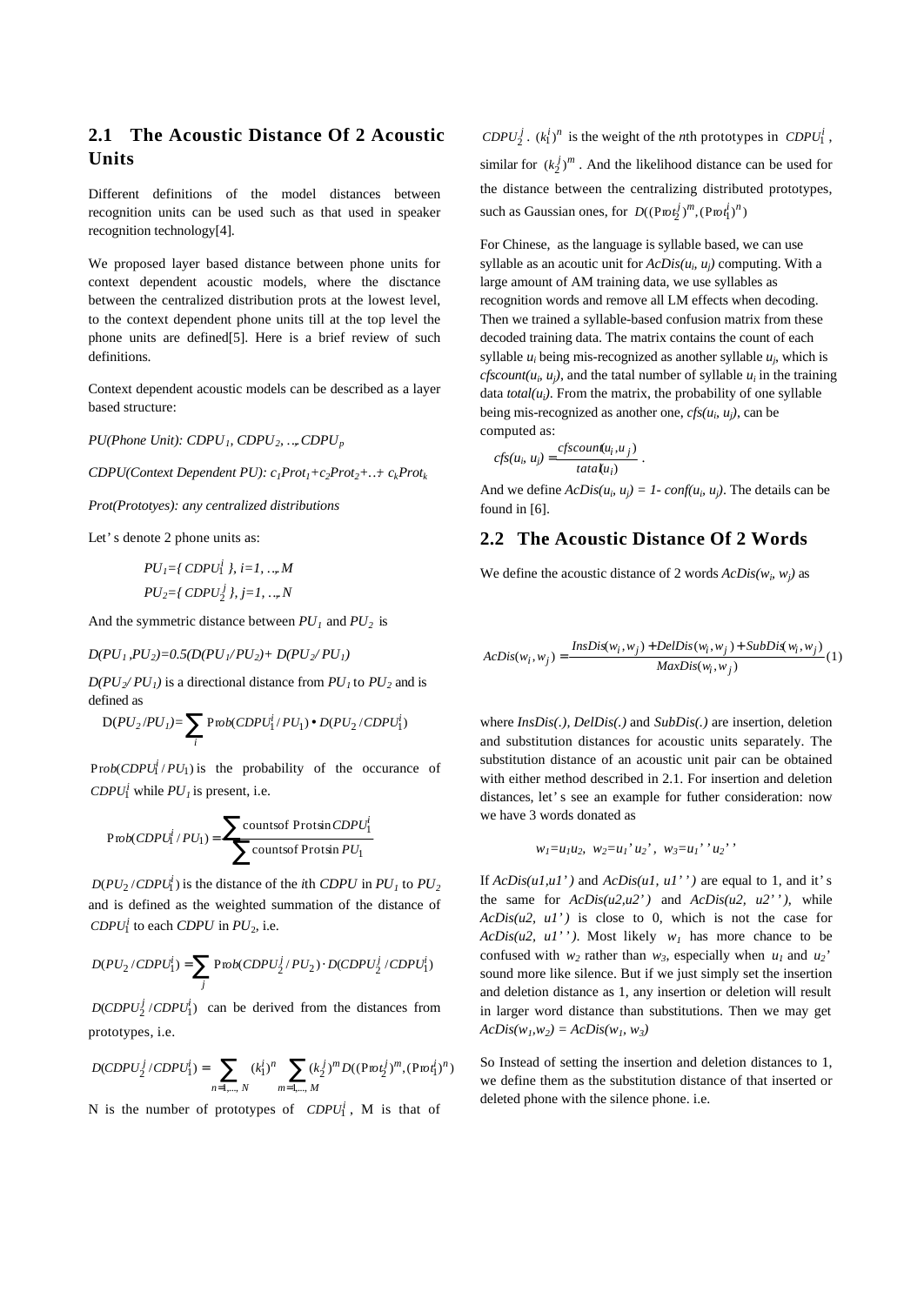## 2.1 The Acoustic Distance Of 2 Acoustic Units

Different definitions of the model distances between recognition units can be used such as that used in speaker recognition technology[4].

We proposed layer based distance between phone units for context dependent acoustic models, where the disctance between the centralized distribution prots at the lowest level, to the context dependent phone units till at the top level the phone units are defined[5]. Here is a brief review of such definitions.

Context dependent acoustic models can be described as a layer based structure:

*PU(Phone Unit):* $CDPU_1, CDPU_2, \ldots, CDPU_p$

*CDPU(Context Dependent PU):* $c_1Prot_1+c_2Prot_2+\ldots+c_kProt_k$

*Prot(Prototyes): any centralized distributions*

Let's denote 2 phone units as:

$$PU_1=\{ CDPU_1^i \}, i=1, \ldots, M$$

$$PU_2=\{ CDPU_2^j \}, j=1, \ldots, N$$

And the symmetric distance between $PU_1$ and $PU_2$ is

$$D(PU_1, PU_2)=0.5(D(PU_1/PU_2)+D(PU_2/PU_1))$$

$D(PU_2/PU_1)$ is a directional distance from $PU_1$ to $PU_2$ and is defined as

$$D(PU_2/PU_1)=\sum_i Prob(CDPU_1^i/PU_1)\bullet D(PU_2/CDPU_1^i)$$

$Prob(CDPU_1^i/PU_1)$ is the probability of the occurance of $CDPU_1^i$ while $PU_1$ is present, i.e.

$$Prob(CDPU_1^i/PU_1)=\frac{\sum \text{counts of Prots in } CDPU_1^i}{\sum \text{counts of Prots in } PU_1}$$

$D(PU_2/CDPU_1^i)$ is the distance of the *i*th *CDPU* in $PU_1$ to $PU_2$ and is defined as the weighted summation of the distance of $CDPU_1^i$ to each *CDPU* in $PU_2$, i.e.

$$D(PU_2/CDPU_1^i)=\sum_j Prob(CDPU_2^j/PU_2)\cdot D(CDPU_2^j/CDPU_1^i)$$

$D(CDPU_2^j/CDPU_1^i)$ can be derived from the distances from prototypes, i.e.

$$D(CDPU_2^j/CDPU_1^i)=\sum_{n=1,\ldots,N}(k_1^i)^n\sum_{m=1,\ldots,M}(k_2^j)^m D((Prot_2^j)^m,(Prot_1^i)^n)$$

N is the number of prototypes of $CDPU_1^i$, M is that of $CDPU_2^j$. $(k_1^i)^n$ is the weight of the *n*th prototypes in $CDPU_1^i$, similar for $(k_2^j)^m$. And the likelihood distance can be used for the distance between the centralizing distributed prototypes, such as Gaussian ones, for $D((Prot_2^j)^m,(Prot_1^i)^n)$

For Chinese, as the language is syllable based, we can use syllable as an acoutic unit for $AcDis(u_i, u_j)$ computing. With a large amount of AM training data, we use syllables as recognition words and remove all LM effects when decoding. Then we trained a syllable-based confusion matrix from these decoded training data. The matrix contains the count of each syllable $u_i$ being mis-recognized as another syllable $u_j$, which is $cfscount(u_i, u_j)$, and the tatal number of syllable $u_i$ in the training data $total(u_i)$. From the matrix, the probability of one syllable being mis-recognized as another one, $cfs(u_i, u_j)$, can be computed as:

$$cfs(u_i, u_j)=\frac{cfscount(u_i,u_j)}{tatal(u_i)}.$$

And we define $AcDis(u_i, u_j) = 1- conf(u_i, u_j)$. The details can be found in [6].

## 2.2 The Acoustic Distance Of 2 Words

We define the acoustic distance of 2 words $AcDis(w_i, w_j)$ as

$$AcDis(w_i,w_j)=\frac{InsDis(w_i,w_j)+DelDis(w_i,w_j)+SubDis(w_i,w_j)}{MaxDis(w_i,w_j)} \quad (1)$$

where *InsDis(.)*, *DelDis(.)* and *SubDis(.)* are insertion, deletion and substitution distances for acoustic units separately. The substitution distance of an acoustic unit pair can be obtained with either method described in 2.1. For insertion and deletion distances, let's see an example for futher consideration: now we have 3 words donated as

$$w_1=u_1u_2,\ \ w_2=u_1'u_2',\ \ w_3=u_1''u_2''$$

If $AcDis(u1,u1')$ and $AcDis(u1, u1'')$ are equal to 1, and it's the same for $AcDis(u2,u2')$ and $AcDis(u2, u2'')$, while $AcDis(u2, u1')$ is close to 0, which is not the case for $AcDis(u2, u1'')$. Most likely $w_1$ has more chance to be confused with $w_2$ rather than $w_3$, especially when $u_1$ and $u_2$' sound more like silence. But if we just simply set the insertion and deletion distance as 1, any insertion or deletion will result in larger word distance than substitutions. Then we may get $AcDis(w_1,w_2) = AcDis(w_1, w_3)$

So Instead of setting the insertion and deletion distances to 1, we define them as the substitution distance of that inserted or deleted phone with the silence phone. i.e.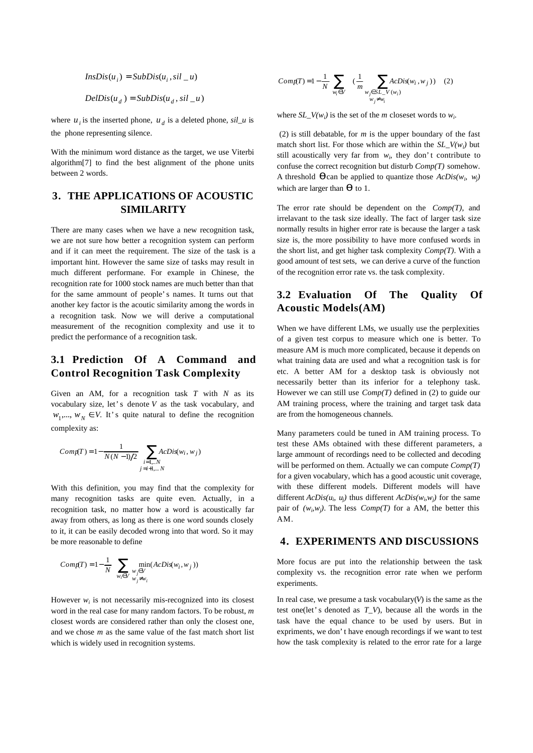$$InsDis(u_i) = SubDis(u_i, sil\_u)$$

$$DelDis(u_d) = SubDis(u_d, sil\_u)$$

where $u_i$ is the inserted phone, $u_d$ is a deleted phone, *sil_u* is the phone representing silence.

With the minimum word distance as the target, we use Viterbi algorithm[7] to find the best alignment of the phone units between 2 words.

# 3. THE APPLICATIONS OF ACOUSTIC SIMILARITY

There are many cases when we have a new recognition task, we are not sure how better a recognition system can perform and if it can meet the requirement. The size of the task is a important hint. However the same size of tasks may result in much different performane. For example in Chinese, the recognition rate for 1000 stock names are much better than that for the same ammount of people's names. It turns out that another key factor is the acoutic similarity among the words in a recognition task. Now we will derive a computational measurement of the recognition complexity and use it to predict the performance of a recognition task.

## 3.1 Prediction Of A Command and Control Recognition Task Complexity

Given an AM, for a recognition task *T* with *N* as its vocabulary size, let's denote *V* as the task vocabulary, and $w_1, ..., w_N \in V$. It's quite natural to define the recognition complexity as:

$$Comp(T) = 1 - \frac{1}{N(N-1)/2} \sum_{\substack{i=1,..N \\ j=i+1,...N}} AcDis(w_i, w_j)$$

With this definition, you may find that the complexity for many recognition tasks are quite even. Actually, in a recognition task, no matter how a word is acoustically far away from others, as long as there is one word sounds closely to it, it can be easily decoded wrong into that word. So it may be more reasonable to define

$$Comp(T) = 1 - \frac{1}{N} \sum_{w_i \in V} \min_{\substack{w_j \in V \\ w_j \neq w_i}} (AcDis(w_i, w_j))$$

However $w_i$ is not necessarily mis-recognized into its closest word in the real case for many random factors. To be robust, *m* closest words are considered rather than only the closest one, and we chose *m* as the same value of the fast match short list which is widely used in recognition systems.

$$Comp(T) = 1 - \frac{1}{N} \sum_{w_i \in V} \left( \frac{1}{m} \sum_{\substack{w_j \in SL\_V(w_i) \\ w_j \neq w_i}} AcDis(w_i, w_j) \right) \quad (2)$$

where $SL\_V(w_i)$ is the set of the *m* closeset words to $w_i$.

(2) is still debatable, for *m* is the upper boundary of the fast match short list. For those which are within the $SL\_V(w_i)$ but still acoustically very far from $w_i$, they don't contribute to confuse the correct recognition but disturb *Comp(T)* somehow. A threshold $\theta$ can be applied to quantize those $AcDis(w_i, w_j)$ which are larger than $\theta$ to 1.

The error rate should be dependent on the *Comp(T)*, and irrelavant to the task size ideally. The fact of larger task size normally results in higher error rate is because the larger a task size is, the more possibility to have more confused words in the short list, and get higher task complexity *Comp(T)*. With a good amount of test sets, we can derive a curve of the function of the recognition error rate vs. the task complexity.

## 3.2 Evaluation Of The Quality Of Acoustic Models(AM)

When we have different LMs, we usually use the perplexities of a given test corpus to measure which one is better. To measure AM is much more complicated, because it depends on what training data are used and what a recognition task is for etc. A better AM for a desktop task is obviously not necessarily better than its inferior for a telephony task. However we can still use *Comp(T)* defined in (2) to guide our AM training process, where the training and target task data are from the homogeneous channels.

Many parameters could be tuned in AM training process. To test these AMs obtained with these different parameters, a large ammount of recordings need to be collected and decoding will be performed on them. Actually we can compute *Comp(T)* for a given vocabulary, which has a good acoustic unit coverage, with these different models. Different models will have different $AcDis(u_i, u_j)$ thus different $AcDis(w_i, w_j)$ for the same pair of $(w_i, w_j)$. The less *Comp(T)* for a AM, the better this AM.

# 4. EXPERIMENTS AND DISCUSSIONS

More focus are put into the relationship between the task complexity vs. the recognition error rate when we perform experiments.

In real case, we presume a task vocabulary(*V*) is the same as the test one(let's denoted as *T_V*), because all the words in the task have the equal chance to be used by users. But in expriments, we don't have enough recordings if we want to test how the task complexity is related to the error rate for a large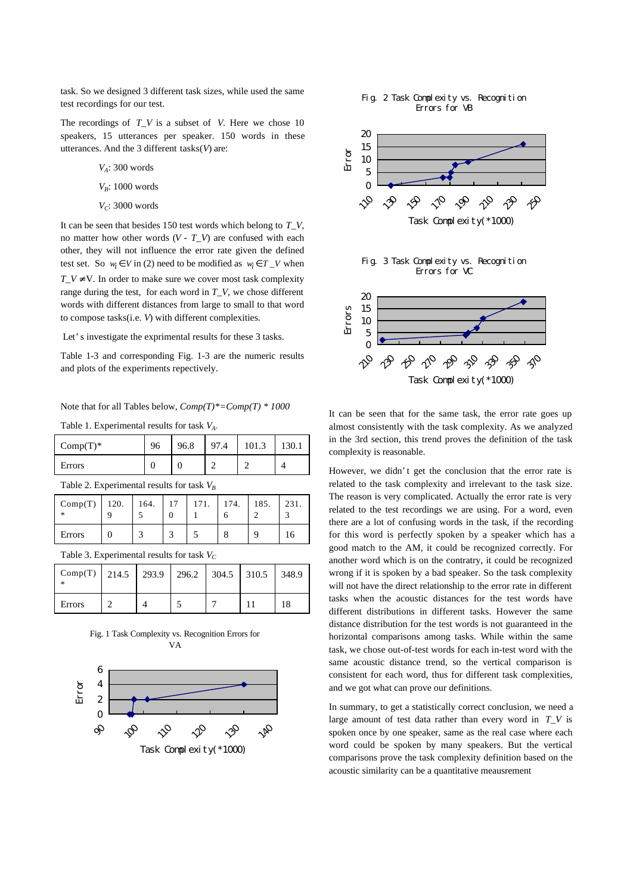task. So we designed 3 different task sizes, while used the same test recordings for our test.

The recordings of $T\_V$ is a subset of $V$. Here we chose 10 speakers, 15 utterances per speaker. 150 words in these utterances. And the 3 different tasks($V$) are:

$V_A$: 300 words

$V_B$: 1000 words

$V_C$: 3000 words

It can be seen that besides 150 test words which belong to $T\_V$, no matter how other words ($V$ - $T\_V$) are confused with each other, they will not influence the error rate given the defined test set. So $w_i \in V$ in (2) need to be modified as $w_i \in T\_V$ when $T\_V \neq V$. In order to make sure we cover most task complexity range during the test, for each word in $T\_V$, we chose different words with different distances from large to small to that word to compose tasks(i.e. $V$) with different complexities.

Let's investigate the exprimental results for these 3 tasks.

Table 1-3 and corresponding Fig. 1-3 are the numeric results and plots of the experiments respectively.

Note that for all Tables below, *Comp(T)\*=Comp(T) \* 1000*

Table 1. Experimental results for task $V_A$.

| Comp(T)* | 96 | 96.8 | 97.4 | 101.3 | 130.1 |
|---|---|---|---|---|---|
| Errors | 0 | 0 | 2 | 2 | 4 |

Table 2. Experimental results for task $V_B$

| Comp(T)* | 120.9 | 164.5 | 170 | 171.1 | 174.6 | 185.2 | 231.3 |
|---|---|---|---|---|---|---|---|
| Errors | 0 | 3 | 3 | 5 | 8 | 9 | 16 |

Table 3. Experimental results for task $V_C$

| Comp(T)* | 214.5 | 293.9 | 296.2 | 304.5 | 310.5 | 348.9 |
|---|---|---|---|---|---|---|
| Errors | 2 | 4 | 5 | 7 | 11 | 18 |

Fig. 1 Task Complexity vs. Recognition Errors for VA

Fig. 2 Task Complexity vs. Recognition Errors for VB

Fig. 3 Task Complexity vs. Recognition Errors for VC

It can be seen that for the same task, the error rate goes up almost consistently with the task complexity. As we analyzed in the 3rd section, this trend proves the definition of the task complexity is reasonable.

However, we didn't get the conclusion that the error rate is related to the task complexity and irrelevant to the task size. The reason is very complicated. Actually the error rate is very related to the test recordings we are using. For a word, even there are a lot of confusing words in the task, if the recording for this word is perfectly spoken by a speaker which has a good match to the AM, it could be recognized correctly. For another word which is on the contrary, it could be recognized wrong if it is spoken by a bad speaker. So the task complexity will not have the direct relationship to the error rate in different tasks when the acoustic distances for the test words have different distributions in different tasks. However the same distance distribution for the test words is not guaranteed in the horizontal comparisons among tasks. While within the same task, we chose out-of-test words for each in-test word with the same acoustic distance trend, so the vertical comparison is consistent for each word, thus for different task complexities, and we got what can prove our definitions.

In summary, to get a statistically correct conclusion, we need a large amount of test data rather than every word in $T\_V$ is spoken once by one speaker, same as the real case where each word could be spoken by many speakers. But the vertical comparisons prove the task complexity definition based on the acoustic similarity can be a quantitative meausrement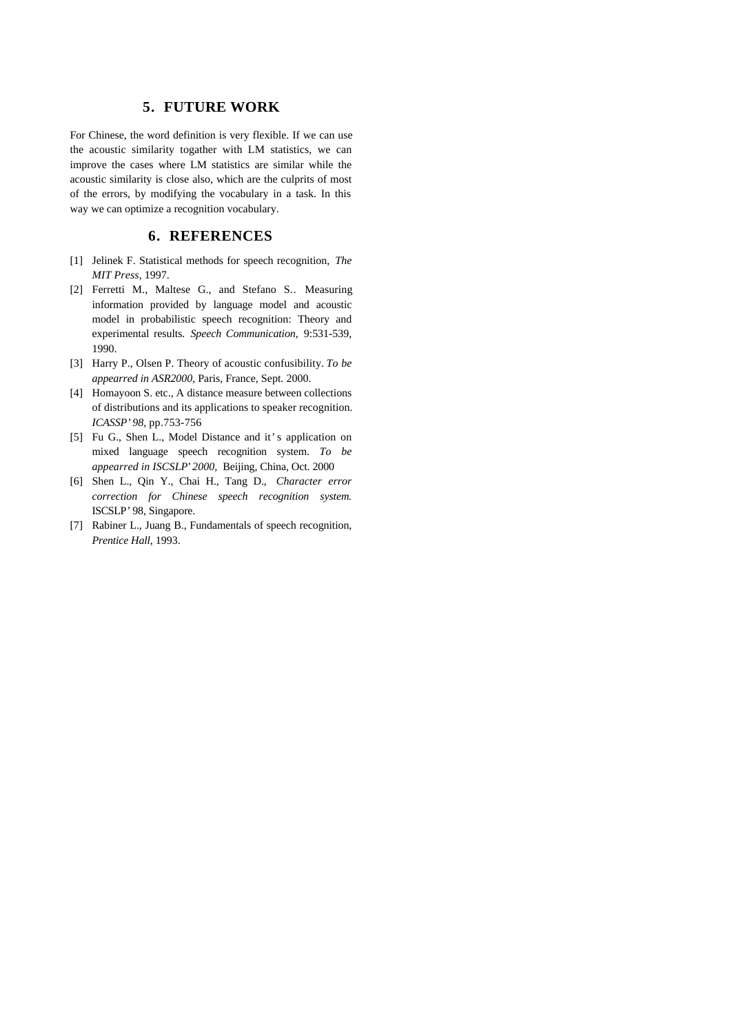## 5. FUTURE WORK

For Chinese, the word definition is very flexible. If we can use the acoustic similarity togather with LM statistics, we can improve the cases where LM statistics are similar while the acoustic similarity is close also, which are the culprits of most of the errors, by modifying the vocabulary in a task. In this way we can optimize a recognition vocabulary.

## 6. REFERENCES

[1] Jelinek F. Statistical methods for speech recognition, *The MIT Press*, 1997.

[2] Ferretti M., Maltese G., and Stefano S.. Measuring information provided by language model and acoustic model in probabilistic speech recognition: Theory and experimental results. *Speech Communication*, 9:531-539, 1990.

[3] Harry P., Olsen P. Theory of acoustic confusibility. *To be appearred in ASR2000*, Paris, France, Sept. 2000.

[4] Homayoon S. etc., A distance measure between collections of distributions and its applications to speaker recognition. *ICASSP'98*, pp.753-756

[5] Fu G., Shen L., Model Distance and it's application on mixed language speech recognition system. *To be appearred in ISCSLP'2000*, Beijing, China, Oct. 2000

[6] Shen L., Qin Y., Chai H., Tang D., *Character error correction for Chinese speech recognition system.* ISCSLP'98, Singapore.

[7] Rabiner L., Juang B., Fundamentals of speech recognition, *Prentice Hall*, 1993.